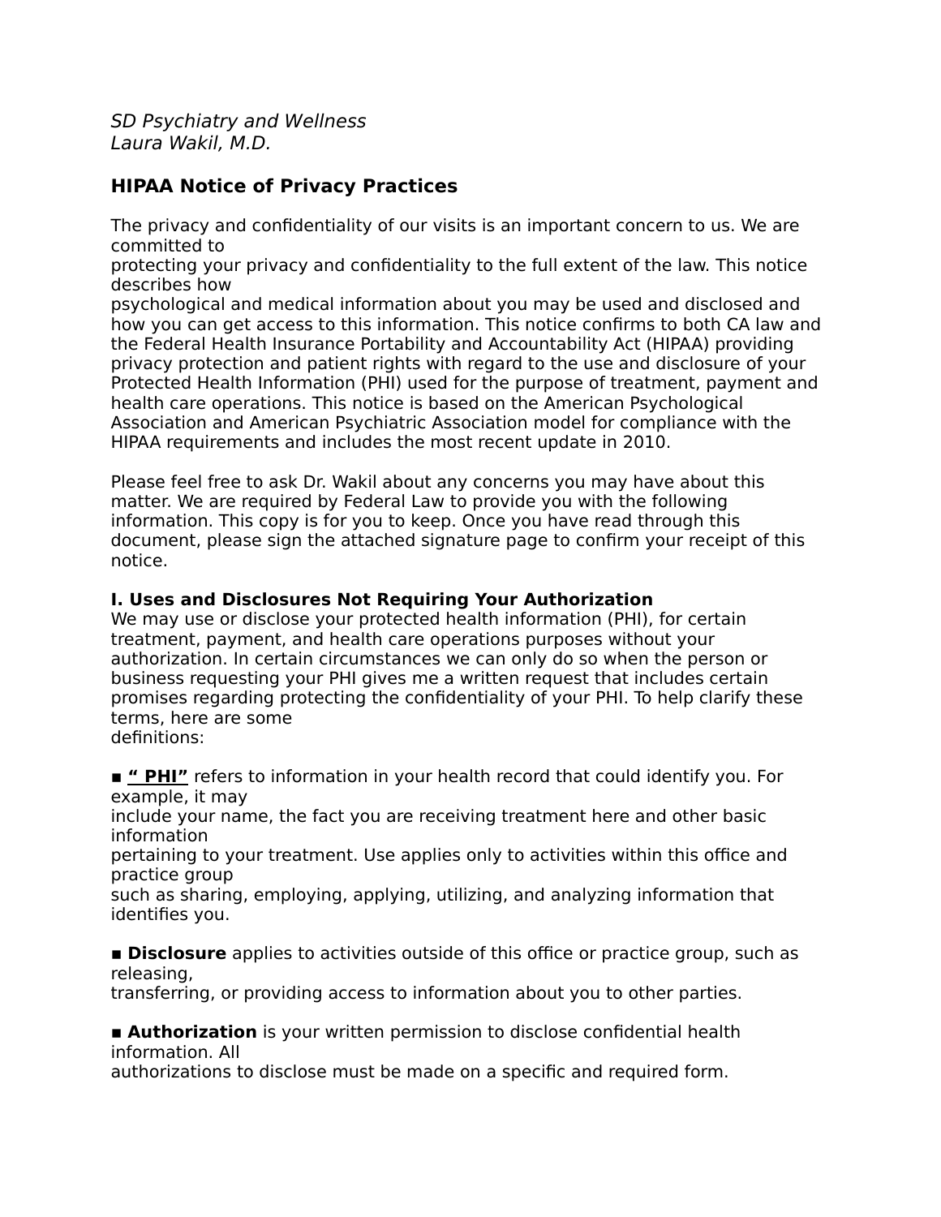*SD Psychiatry and Wellness*
*Laura Wakil, M.D.*

## HIPAA Notice of Privacy Practices

The privacy and confidentiality of our visits is an important concern to us. We are committed to protecting your privacy and confidentiality to the full extent of the law. This notice describes how psychological and medical information about you may be used and disclosed and how you can get access to this information. This notice confirms to both CA law and the Federal Health Insurance Portability and Accountability Act (HIPAA) providing privacy protection and patient rights with regard to the use and disclosure of your Protected Health Information (PHI) used for the purpose of treatment, payment and health care operations. This notice is based on the American Psychological Association and American Psychiatric Association model for compliance with the HIPAA requirements and includes the most recent update in 2010.

Please feel free to ask Dr. Wakil about any concerns you may have about this matter. We are required by Federal Law to provide you with the following information. This copy is for you to keep. Once you have read through this document, please sign the attached signature page to confirm your receipt of this notice.

### I. Uses and Disclosures Not Requiring Your Authorization

We may use or disclose your protected health information (PHI), for certain treatment, payment, and health care operations purposes without your authorization. In certain circumstances we can only do so when the person or business requesting your PHI gives me a written request that includes certain promises regarding protecting the confidentiality of your PHI. To help clarify these terms, here are some definitions:

- **" PHI"** refers to information in your health record that could identify you. For example, it may include your name, the fact you are receiving treatment here and other basic information pertaining to your treatment. Use applies only to activities within this office and practice group such as sharing, employing, applying, utilizing, and analyzing information that identifies you.

- **Disclosure** applies to activities outside of this office or practice group, such as releasing, transferring, or providing access to information about you to other parties.

- **Authorization** is your written permission to disclose confidential health information. All authorizations to disclose must be made on a specific and required form.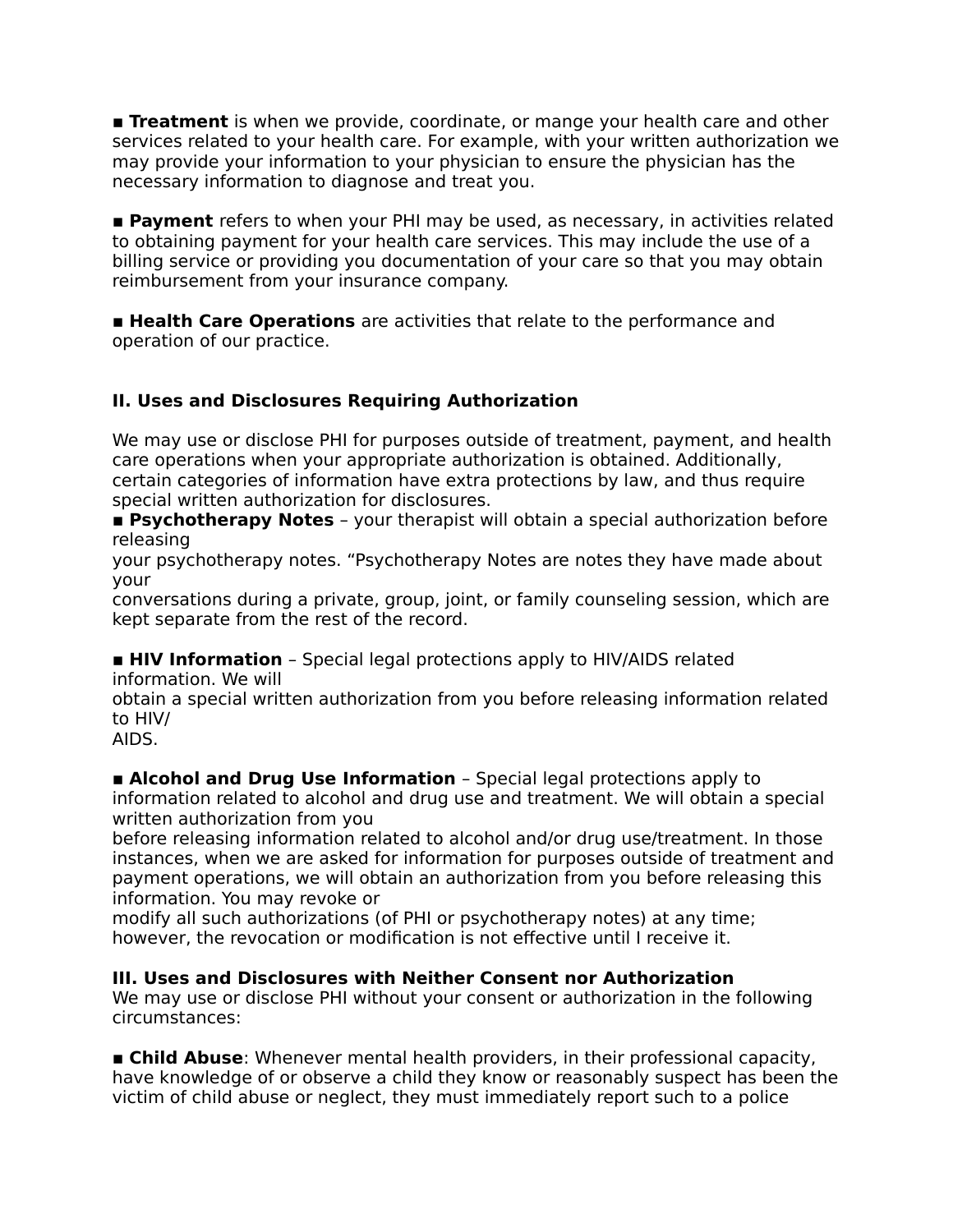■ **Treatment** is when we provide, coordinate, or mange your health care and other services related to your health care. For example, with your written authorization we may provide your information to your physician to ensure the physician has the necessary information to diagnose and treat you.

■ **Payment** refers to when your PHI may be used, as necessary, in activities related to obtaining payment for your health care services. This may include the use of a billing service or providing you documentation of your care so that you may obtain reimbursement from your insurance company.

■ **Health Care Operations** are activities that relate to the performance and operation of our practice.

### II. Uses and Disclosures Requiring Authorization

We may use or disclose PHI for purposes outside of treatment, payment, and health care operations when your appropriate authorization is obtained. Additionally, certain categories of information have extra protections by law, and thus require special written authorization for disclosures.

■ **Psychotherapy Notes** – your therapist will obtain a special authorization before releasing your psychotherapy notes. "Psychotherapy Notes are notes they have made about your conversations during a private, group, joint, or family counseling session, which are kept separate from the rest of the record.

■ **HIV Information** – Special legal protections apply to HIV/AIDS related information. We will obtain a special written authorization from you before releasing information related to HIV/AIDS.

■ **Alcohol and Drug Use Information** – Special legal protections apply to information related to alcohol and drug use and treatment. We will obtain a special written authorization from you before releasing information related to alcohol and/or drug use/treatment. In those instances, when we are asked for information for purposes outside of treatment and payment operations, we will obtain an authorization from you before releasing this information. You may revoke or modify all such authorizations (of PHI or psychotherapy notes) at any time; however, the revocation or modification is not effective until I receive it.

### III. Uses and Disclosures with Neither Consent nor Authorization

We may use or disclose PHI without your consent or authorization in the following circumstances:

■ **Child Abuse**: Whenever mental health providers, in their professional capacity, have knowledge of or observe a child they know or reasonably suspect has been the victim of child abuse or neglect, they must immediately report such to a police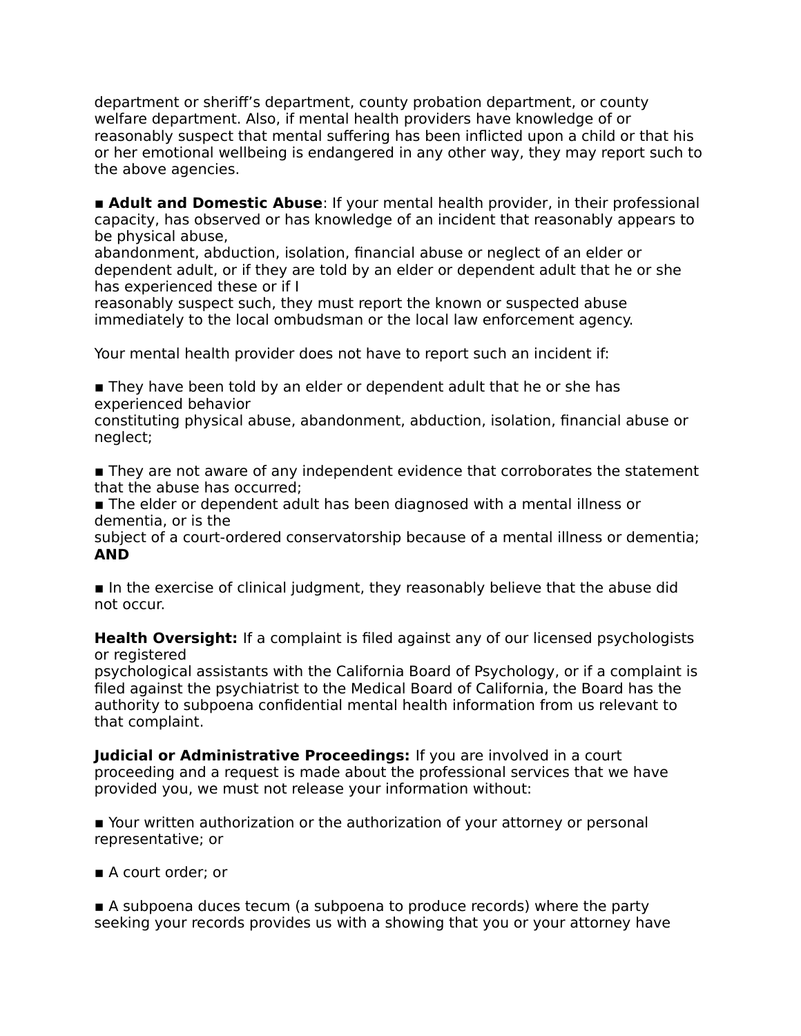department or sheriff's department, county probation department, or county welfare department. Also, if mental health providers have knowledge of or reasonably suspect that mental suffering has been inflicted upon a child or that his or her emotional wellbeing is endangered in any other way, they may report such to the above agencies.

■ **Adult and Domestic Abuse**: If your mental health provider, in their professional capacity, has observed or has knowledge of an incident that reasonably appears to be physical abuse, abandonment, abduction, isolation, financial abuse or neglect of an elder or dependent adult, or if they are told by an elder or dependent adult that he or she has experienced these or if I reasonably suspect such, they must report the known or suspected abuse immediately to the local ombudsman or the local law enforcement agency.

Your mental health provider does not have to report such an incident if:

■ They have been told by an elder or dependent adult that he or she has experienced behavior constituting physical abuse, abandonment, abduction, isolation, financial abuse or neglect;

■ They are not aware of any independent evidence that corroborates the statement that the abuse has occurred;

■ The elder or dependent adult has been diagnosed with a mental illness or dementia, or is the subject of a court-ordered conservatorship because of a mental illness or dementia; **AND**

■ In the exercise of clinical judgment, they reasonably believe that the abuse did not occur.

**Health Oversight:** If a complaint is filed against any of our licensed psychologists or registered psychological assistants with the California Board of Psychology, or if a complaint is filed against the psychiatrist to the Medical Board of California, the Board has the authority to subpoena confidential mental health information from us relevant to that complaint.

**Judicial or Administrative Proceedings:** If you are involved in a court proceeding and a request is made about the professional services that we have provided you, we must not release your information without:

■ Your written authorization or the authorization of your attorney or personal representative; or

■ A court order; or

■ A subpoena duces tecum (a subpoena to produce records) where the party seeking your records provides us with a showing that you or your attorney have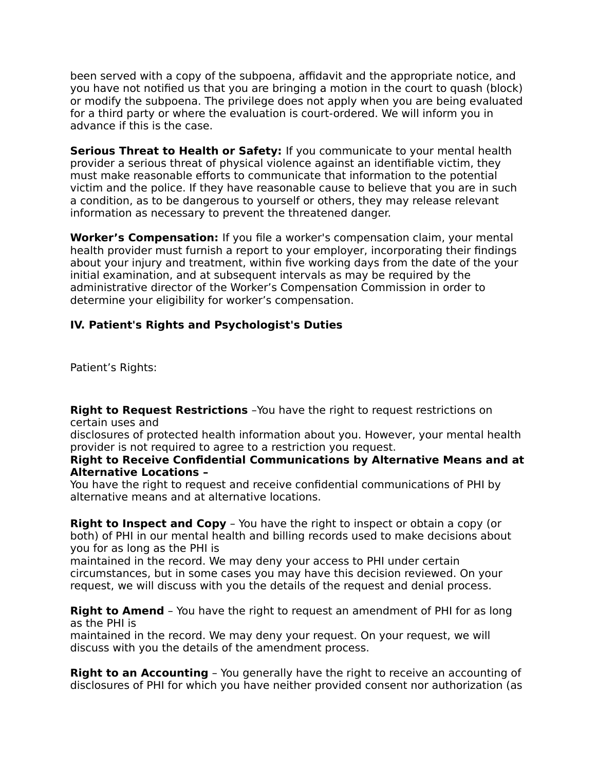been served with a copy of the subpoena, affidavit and the appropriate notice, and you have not notified us that you are bringing a motion in the court to quash (block) or modify the subpoena. The privilege does not apply when you are being evaluated for a third party or where the evaluation is court-ordered. We will inform you in advance if this is the case.

**Serious Threat to Health or Safety:** If you communicate to your mental health provider a serious threat of physical violence against an identifiable victim, they must make reasonable efforts to communicate that information to the potential victim and the police. If they have reasonable cause to believe that you are in such a condition, as to be dangerous to yourself or others, they may release relevant information as necessary to prevent the threatened danger.

**Worker's Compensation:** If you file a worker's compensation claim, your mental health provider must furnish a report to your employer, incorporating their findings about your injury and treatment, within five working days from the date of the your initial examination, and at subsequent intervals as may be required by the administrative director of the Worker's Compensation Commission in order to determine your eligibility for worker's compensation.

## IV. Patient's Rights and Psychologist's Duties

Patient's Rights:

**Right to Request Restrictions** –You have the right to request restrictions on certain uses and disclosures of protected health information about you. However, your mental health provider is not required to agree to a restriction you request.

**Right to Receive Confidential Communications by Alternative Means and at Alternative Locations –**
You have the right to request and receive confidential communications of PHI by alternative means and at alternative locations.

**Right to Inspect and Copy** – You have the right to inspect or obtain a copy (or both) of PHI in our mental health and billing records used to make decisions about you for as long as the PHI is maintained in the record. We may deny your access to PHI under certain circumstances, but in some cases you may have this decision reviewed. On your request, we will discuss with you the details of the request and denial process.

**Right to Amend** – You have the right to request an amendment of PHI for as long as the PHI is maintained in the record. We may deny your request. On your request, we will discuss with you the details of the amendment process.

**Right to an Accounting** – You generally have the right to receive an accounting of disclosures of PHI for which you have neither provided consent nor authorization (as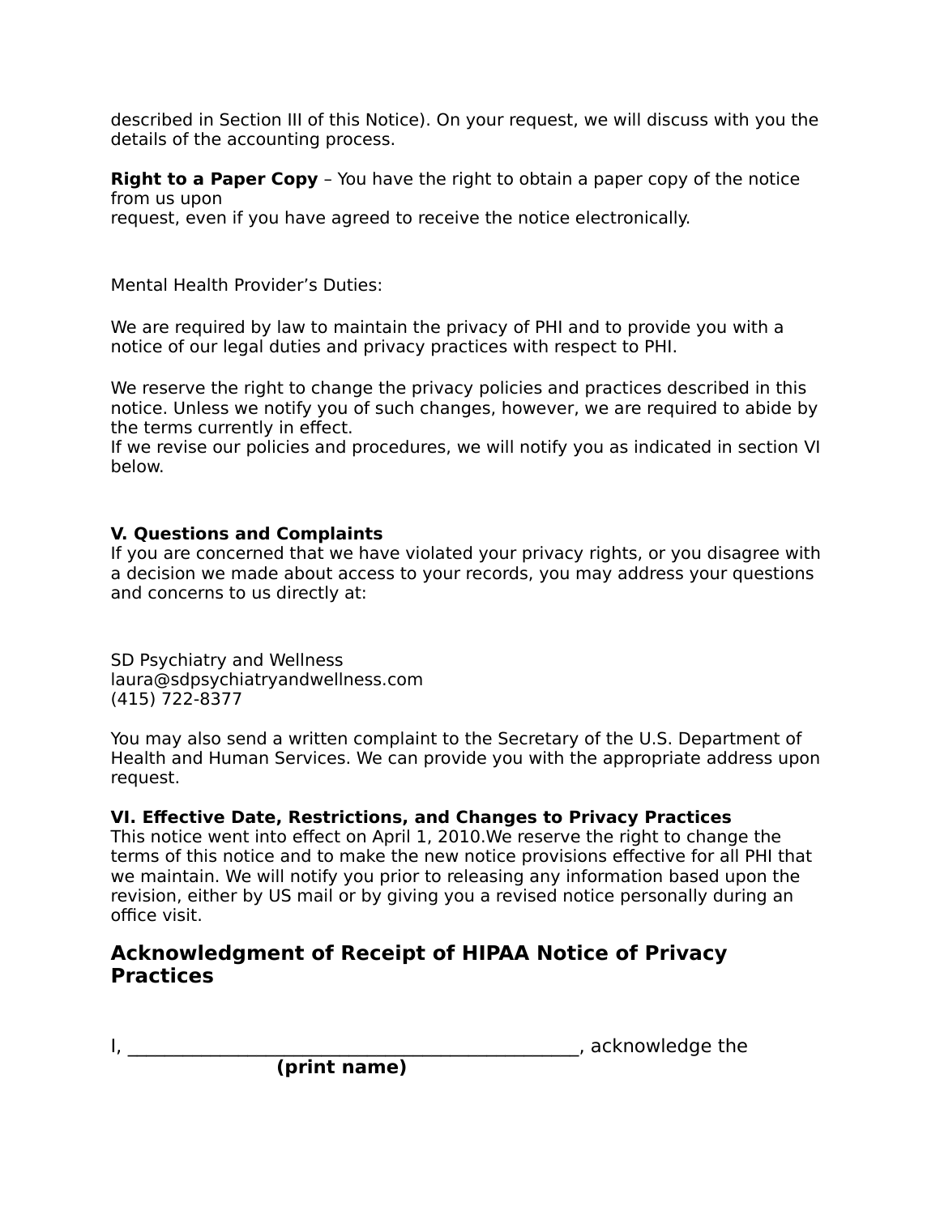described in Section III of this Notice). On your request, we will discuss with you the details of the accounting process.

**Right to a Paper Copy** – You have the right to obtain a paper copy of the notice from us upon request, even if you have agreed to receive the notice electronically.

Mental Health Provider's Duties:

We are required by law to maintain the privacy of PHI and to provide you with a notice of our legal duties and privacy practices with respect to PHI.

We reserve the right to change the privacy policies and practices described in this notice. Unless we notify you of such changes, however, we are required to abide by the terms currently in effect.
If we revise our policies and procedures, we will notify you as indicated in section VI below.

**V. Questions and Complaints**
If you are concerned that we have violated your privacy rights, or you disagree with a decision we made about access to your records, you may address your questions and concerns to us directly at:

SD Psychiatry and Wellness
laura@sdpsychiatryandwellness.com
(415) 722-8377

You may also send a written complaint to the Secretary of the U.S. Department of Health and Human Services. We can provide you with the appropriate address upon request.

**VI. Effective Date, Restrictions, and Changes to Privacy Practices**
This notice went into effect on April 1, 2010.We reserve the right to change the terms of this notice and to make the new notice provisions effective for all PHI that we maintain. We will notify you prior to releasing any information based upon the revision, either by US mail or by giving you a revised notice personally during an office visit.

## Acknowledgment of Receipt of HIPAA Notice of Privacy Practices

I, ________________________________________________, acknowledge the
**(print name)**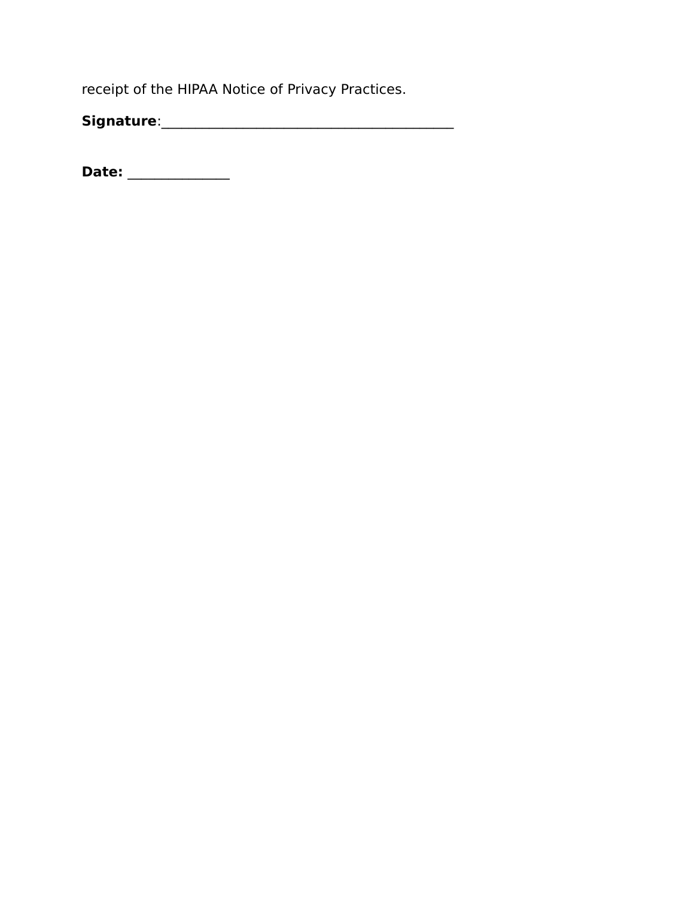receipt of the HIPAA Notice of Privacy Practices.

**Signature**:_________________________________________

**Date:** ______________